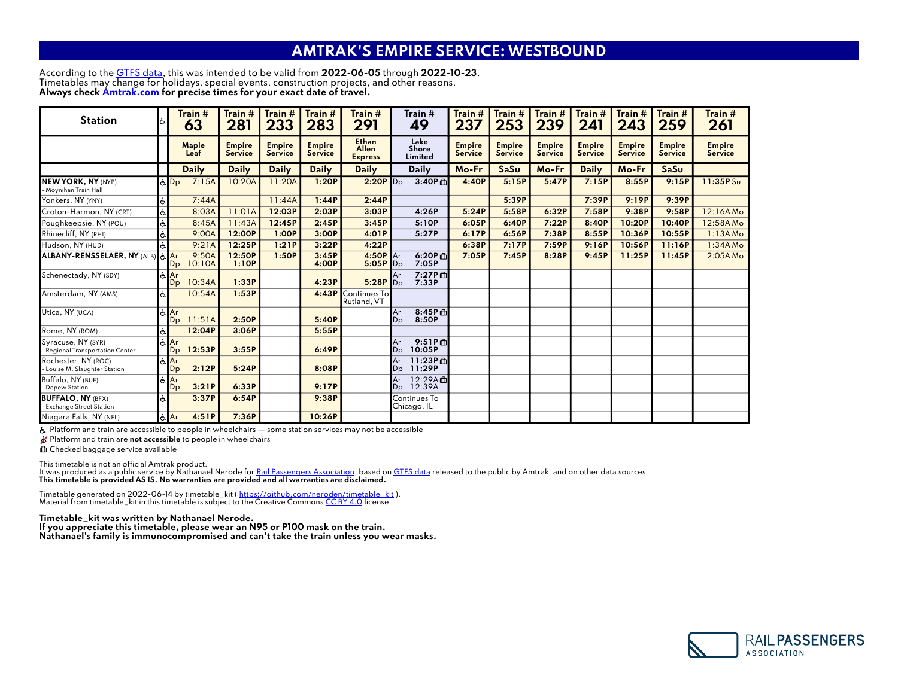# AMTRAK'S EMPIRE SERVICE: WESTBOUND

According to the GTFS data, this was intended to be valid from **2022-06-05** through **2022-10-23**.
Timetables may change for holidays, special events, construction projects, and other reasons.
**Always check Amtrak.com for precise times for your exact date of travel.**

| Station | ♿ | Train # 63 | Train # 281 | Train # 233 | Train # 283 | Train # 291 | Train # 49 | Train # 237 | Train # 253 | Train # 239 | Train # 241 | Train # 243 | Train # 259 | Train # 261 |
|---|---|---|---|---|---|---|---|---|---|---|---|---|---|---|
| | | Maple Leaf | Empire Service | Empire Service | Empire Service | Ethan Allen Express | Lake Shore Limited | Empire Service | Empire Service | Empire Service | Empire Service | Empire Service | Empire Service | Empire Service |
| | | Daily | Daily | Daily | Daily | Daily | Daily | Mo-Fr | SaSu | Mo-Fr | Daily | Mo-Fr | SaSu | |
| **NEW YORK, NY** (NYP) - Moynihan Train Hall | ♿ | Dp 7:15A | 10:20A | 11:20A | **1:20P** | **2:20P** | Dp **3:40P** 🛍 | **4:40P** | **5:15P** | **5:47P** | **7:15P** | **8:55P** | **9:15P** | **11:35P** Su |
| Yonkers, NY (YNY) | ♿ | 7:44A | | 11:44A | **1:44P** | **2:44P** | | | **5:39P** | | **7:39P** | **9:19P** | **9:39P** | |
| Croton-Harmon, NY (CRT) | ♿ | 8:03A | 11:01A | **12:03P** | **2:03P** | **3:03P** | **4:26P** | **5:24P** | **5:58P** | **6:32P** | **7:58P** | **9:38P** | **9:58P** | 12:16A Mo |
| Poughkeepsie, NY (POU) | ♿ | 8:45A | 11:43A | **12:45P** | **2:45P** | **3:45P** | **5:10P** | **6:05P** | **6:40P** | **7:22P** | **8:40P** | **10:20P** | **10:40P** | 12:58A Mo |
| Rhinecliff, NY (RHI) | ♿ | 9:00A | **12:00P** | **1:00P** | **3:00P** | **4:01P** | **5:27P** | **6:17P** | **6:56P** | **7:38P** | **8:55P** | **10:36P** | **10:55P** | 1:13A Mo |
| Hudson, NY (HUD) | ♿ | 9:21A | **12:25P** | **1:21P** | **3:22P** | **4:22P** | | **6:38P** | **7:17P** | **7:59P** | **9:16P** | **10:56P** | **11:16P** | 1:34A Mo |
| **ALBANY-RENSSELAER, NY** (ALB) | ♿ | Ar 9:50A / Dp 10:10A | **12:50P** / **1:10P** | **1:50P** | **3:45P** / **4:00P** | **4:50P** / **5:05P** | Ar **6:20P** 🛍 / Dp **7:05P** | **7:05P** | **7:45P** | **8:28P** | **9:45P** | **11:25P** | **11:45P** | 2:05A Mo |
| Schenectady, NY (SDY) | ♿ | Ar / Dp 10:34A | **1:33P** | | **4:23P** | **5:28P** | Ar **7:27P** 🛍 / Dp **7:33P** | | | | | | | |
| Amsterdam, NY (AMS) | ♿ | 10:54A | **1:53P** | | **4:43P** | Continues To Rutland, VT | | | | | | | | |
| Utica, NY (UCA) | ♿ | Ar / Dp 11:51A | **2:50P** | | **5:40P** | | Ar **8:45P** 🛍 / Dp **8:50P** | | | | | | | |
| Rome, NY (ROM) | ♿ | **12:04P** | **3:06P** | | **5:55P** | | | | | | | | | |
| Syracuse, NY (SYR) - Regional Transportation Center | ♿ | Ar / Dp **12:53P** | **3:55P** | | **6:49P** | | Ar **9:51P** 🛍 / Dp **10:05P** | | | | | | | |
| Rochester, NY (ROC) - Louise M. Slaughter Station | ♿ | Ar / Dp **2:12P** | **5:24P** | | **8:08P** | | Ar **11:23P** 🛍 / Dp **11:29P** | | | | | | | |
| Buffalo, NY (BUF) - Depew Station | ♿ | Ar / Dp **3:21P** | **6:33P** | | **9:17P** | | Ar 12:29A 🛍 / Dp 12:39A | | | | | | | |
| **BUFFALO, NY** (BFX) - Exchange Street Station | ♿ | **3:37P** | **6:54P** | | **9:38P** | | Continues To Chicago, IL | | | | | | | |
| Niagara Falls, NY (NFL) | ♿ | Ar **4:51P** | **7:36P** | | **10:26P** | | | | | | | | | |

♿ Platform and train are accessible to people in wheelchairs — some station services may not be accessible

Platform and train are **not accessible** to people in wheelchairs

🛍 Checked baggage service available

This timetable is not an official Amtrak product.
It was produced as a public service by Nathanael Nerode for Rail Passengers Association, based on GTFS data released to the public by Amtrak, and on other data sources.
**This timetable is provided AS IS. No warranties are provided and all warranties are disclaimed.**

Timetable generated on 2022-06-14 by timetable_kit ( https://github.com/neroden/timetable_kit ).
Material from timetable_kit in this timetable is subject to the Creative Commons CC BY 4.0 license.

**Timetable_kit was written by Nathanael Nerode.**
**If you appreciate this timetable, please wear an N95 or P100 mask on the train.**
**Nathanael's family is immunocompromised and can't take the train unless you wear masks.**

RAIL PASSENGERS ASSOCIATION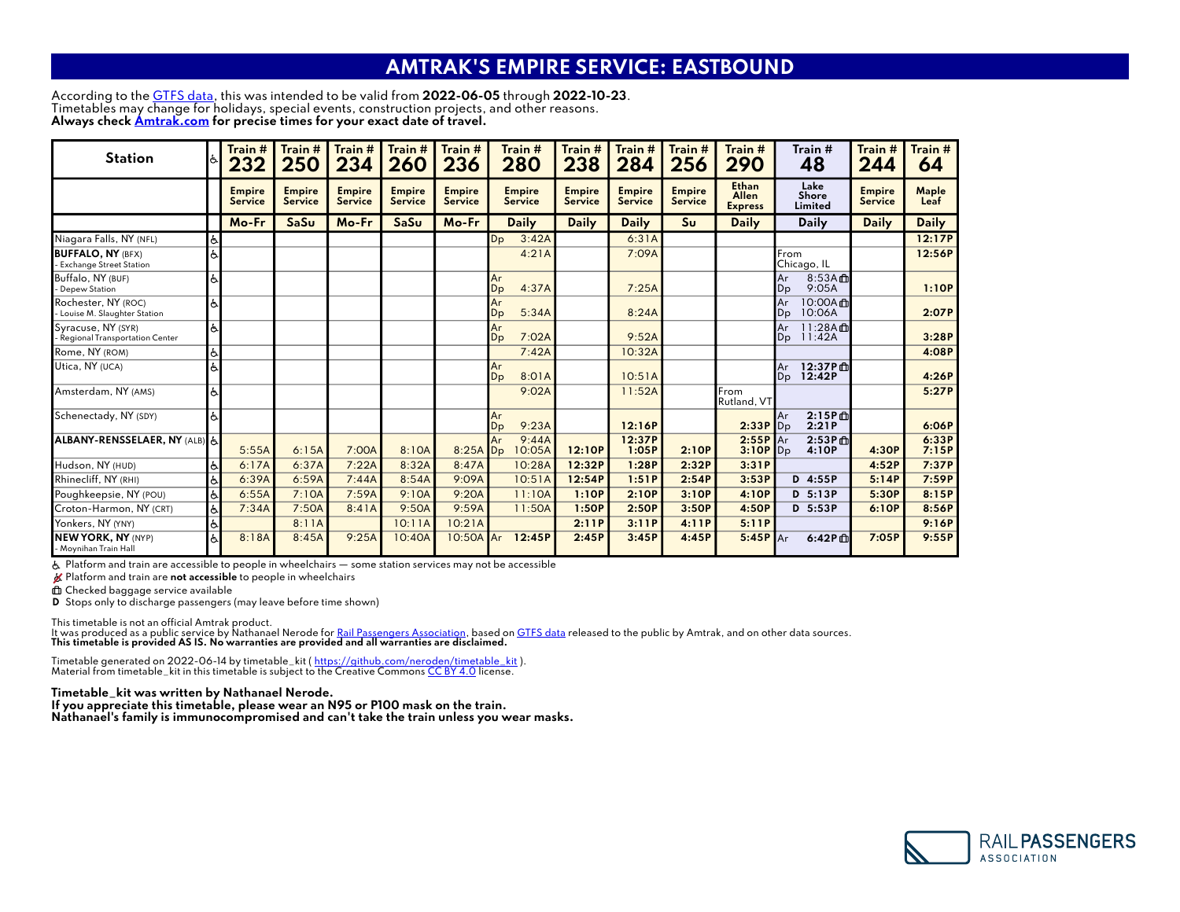# AMTRAK'S EMPIRE SERVICE: EASTBOUND

According to the GTFS data, this was intended to be valid from **2022-06-05** through **2022-10-23**.
Timetables may change for holidays, special events, construction projects, and other reasons.
**Always check Amtrak.com for precise times for your exact date of travel.**

| Station | ♿ | Train # 232 | Train # 250 | Train # 234 | Train # 260 | Train # 236 | Train # 280 | Train # 238 | Train # 284 | Train # 256 | Train # 290 | Train # 48 | Train # 244 | Train # 64 |
|---|---|---|---|---|---|---|---|---|---|---|---|---|---|---|
| | | Empire Service | Empire Service | Empire Service | Empire Service | Empire Service | Empire Service | Empire Service | Empire Service | Empire Service | Ethan Allen Express | Lake Shore Limited | Empire Service | Maple Leaf |
| | | Mo-Fr | SaSu | Mo-Fr | SaSu | Mo-Fr | Daily | Daily | Daily | Su | Daily | Daily | Daily | Daily |
| Niagara Falls, NY (NFL) | ♿ | | | | | | Dp 3:42A | | 6:31A | | | | | 12:17P |
| **BUFFALO, NY** (BFX) - Exchange Street Station | ♿ | | | | | | 4:21A | | 7:09A | | | From Chicago, IL | | 12:56P |
| Buffalo, NY (BUF) - Depew Station | ♿ | | | | | | Ar / Dp 4:37A | | 7:25A | | | Ar 8:53A 🛍 / Dp 9:05A | | 1:10P |
| Rochester, NY (ROC) - Louise M. Slaughter Station | ♿ | | | | | | Ar / Dp 5:34A | | 8:24A | | | Ar 10:00A 🛍 / Dp 10:06A | | 2:07P |
| Syracuse, NY (SYR) - Regional Transportation Center | ♿ | | | | | | Ar / Dp 7:02A | | 9:52A | | | Ar 11:28A 🛍 / Dp 11:42A | | 3:28P |
| Rome, NY (ROM) | ♿ | | | | | | 7:42A | | 10:32A | | | | | 4:08P |
| Utica, NY (UCA) | ♿ | | | | | | Ar / Dp 8:01A | | 10:51A | | | Ar 12:37P 🛍 / Dp 12:42P | | 4:26P |
| Amsterdam, NY (AMS) | ♿ | | | | | | 9:02A | | 11:52A | | From Rutland, VT | | | 5:27P |
| Schenectady, NY (SDY) | ♿ | | | | | | Ar / Dp 9:23A | | 12:16P | | 2:33P | Ar 2:15P 🛍 / Dp 2:21P | | 6:06P |
| **ALBANY-RENSSELAER, NY** (ALB) | ♿ | 5:55A | 6:15A | 7:00A | 8:10A | 8:25A | Ar 9:44A / Dp 10:05A | 12:10P | 12:37P / 1:05P | 2:10P | 2:55P / 3:10P | Ar 2:53P 🛍 / Dp 4:10P | 4:30P | 6:33P / 7:15P |
| Hudson, NY (HUD) | ♿ | 6:17A | 6:37A | 7:22A | 8:32A | 8:47A | 10:28A | 12:32P | 1:28P | 2:32P | 3:31P | | 4:52P | 7:37P |
| Rhinecliff, NY (RHI) | ♿ | 6:39A | 6:59A | 7:44A | 8:54A | 9:09A | 10:51A | 12:54P | 1:51P | 2:54P | 3:53P | D 4:55P | 5:14P | 7:59P |
| Poughkeepsie, NY (POU) | ♿ | 6:55A | 7:10A | 7:59A | 9:10A | 9:20A | 11:10A | 1:10P | 2:10P | 3:10P | 4:10P | D 5:13P | 5:30P | 8:15P |
| Croton-Harmon, NY (CRT) | ♿ | 7:34A | 7:50A | 8:41A | 9:50A | 9:59A | 11:50A | 1:50P | 2:50P | 3:50P | 4:50P | D 5:53P | 6:10P | 8:56P |
| Yonkers, NY (YNY) | ♿ | | 8:11A | | 10:11A | 10:21A | | 2:11P | 3:11P | 4:11P | 5:11P | | | 9:16P |
| **NEW YORK, NY** (NYP) - Moynihan Train Hall | ♿ | 8:18A | 8:45A | 9:25A | 10:40A | 10:50A | Ar 12:45P | 2:45P | 3:45P | 4:45P | 5:45P | Ar 6:42P 🛍 | 7:05P | 9:55P |

♿ Platform and train are accessible to people in wheelchairs — some station services may not be accessible
Platform and train are **not accessible** to people in wheelchairs
🛍 Checked baggage service available
**D** Stops only to discharge passengers (may leave before time shown)

This timetable is not an official Amtrak product.
It was produced as a public service by Nathanael Nerode for Rail Passengers Association, based on GTFS data released to the public by Amtrak, and on other data sources.
**This timetable is provided AS IS. No warranties are provided and all warranties are disclaimed.**

Timetable generated on 2022-06-14 by timetable_kit ( https://github.com/neroden/timetable_kit ).
Material from timetable_kit in this timetable is subject to the Creative Commons CC BY 4.0 license.

**Timetable_kit was written by Nathanael Nerode.**
**If you appreciate this timetable, please wear an N95 or P100 mask on the train.**
**Nathanael's family is immunocompromised and can't take the train unless you wear masks.**

RAIL PASSENGERS ASSOCIATION